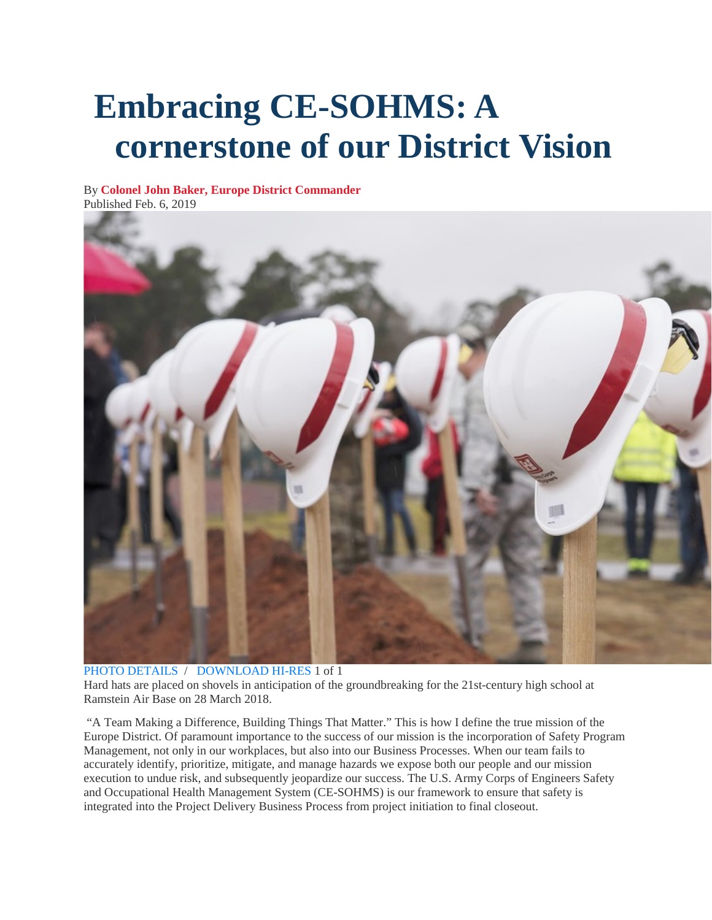# Embracing CE-SOHMS: A cornerstone of our District Vision

By **Colonel John Baker, Europe District Commander**
Published Feb. 6, 2019

PHOTO DETAILS / DOWNLOAD HI-RES 1 of 1

Hard hats are placed on shovels in anticipation of the groundbreaking for the 21st-century high school at Ramstein Air Base on 28 March 2018.

"A Team Making a Difference, Building Things That Matter." This is how I define the true mission of the Europe District. Of paramount importance to the success of our mission is the incorporation of Safety Program Management, not only in our workplaces, but also into our Business Processes. When our team fails to accurately identify, prioritize, mitigate, and manage hazards we expose both our people and our mission execution to undue risk, and subsequently jeopardize our success. The U.S. Army Corps of Engineers Safety and Occupational Health Management System (CE-SOHMS) is our framework to ensure that safety is integrated into the Project Delivery Business Process from project initiation to final closeout.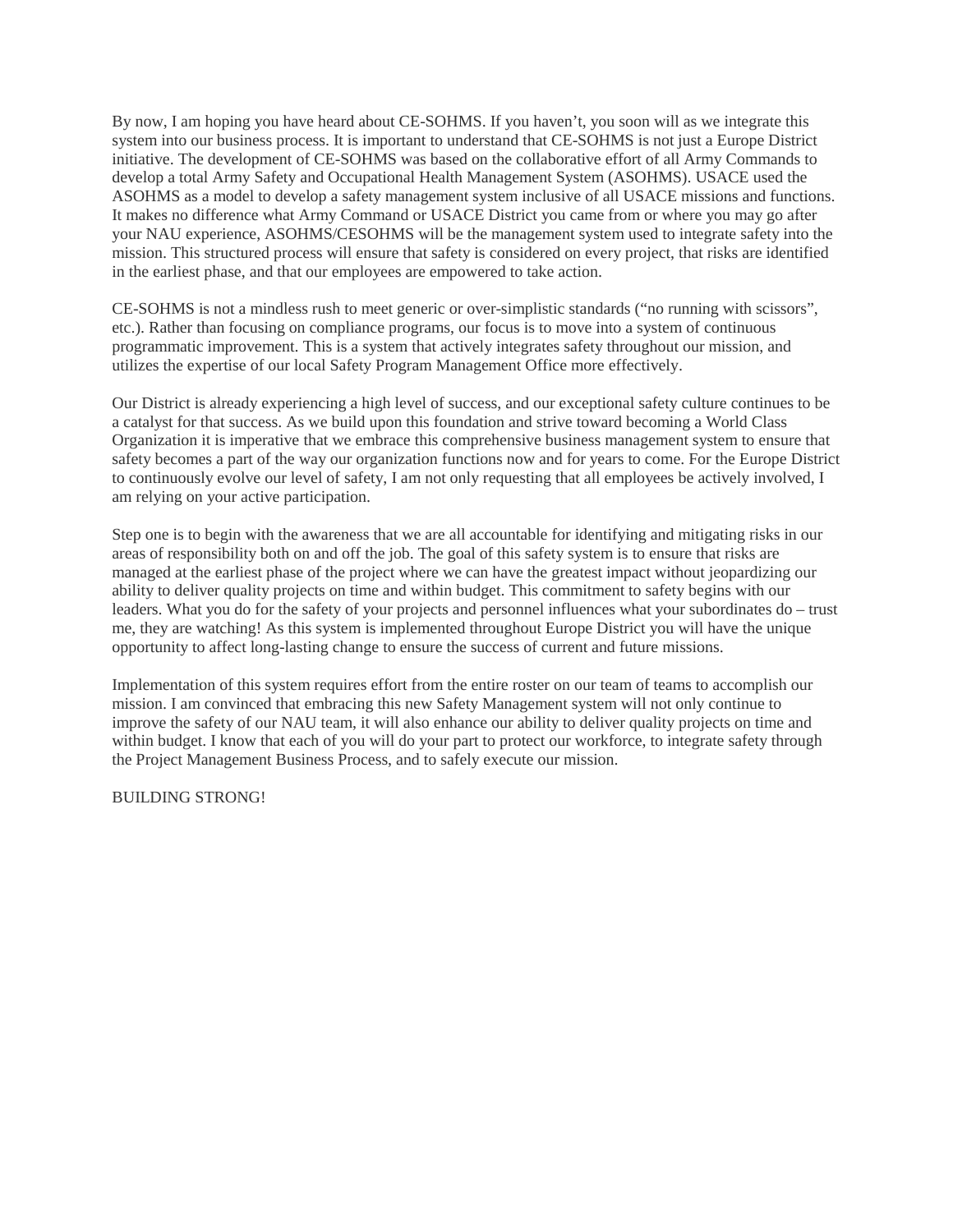By now, I am hoping you have heard about CE-SOHMS. If you haven't, you soon will as we integrate this system into our business process. It is important to understand that CE-SOHMS is not just a Europe District initiative. The development of CE-SOHMS was based on the collaborative effort of all Army Commands to develop a total Army Safety and Occupational Health Management System (ASOHMS). USACE used the ASOHMS as a model to develop a safety management system inclusive of all USACE missions and functions. It makes no difference what Army Command or USACE District you came from or where you may go after your NAU experience, ASOHMS/CESOHMS will be the management system used to integrate safety into the mission. This structured process will ensure that safety is considered on every project, that risks are identified in the earliest phase, and that our employees are empowered to take action.

CE-SOHMS is not a mindless rush to meet generic or over-simplistic standards ("no running with scissors", etc.). Rather than focusing on compliance programs, our focus is to move into a system of continuous programmatic improvement. This is a system that actively integrates safety throughout our mission, and utilizes the expertise of our local Safety Program Management Office more effectively.

Our District is already experiencing a high level of success, and our exceptional safety culture continues to be a catalyst for that success. As we build upon this foundation and strive toward becoming a World Class Organization it is imperative that we embrace this comprehensive business management system to ensure that safety becomes a part of the way our organization functions now and for years to come. For the Europe District to continuously evolve our level of safety, I am not only requesting that all employees be actively involved, I am relying on your active participation.

Step one is to begin with the awareness that we are all accountable for identifying and mitigating risks in our areas of responsibility both on and off the job. The goal of this safety system is to ensure that risks are managed at the earliest phase of the project where we can have the greatest impact without jeopardizing our ability to deliver quality projects on time and within budget. This commitment to safety begins with our leaders. What you do for the safety of your projects and personnel influences what your subordinates do – trust me, they are watching! As this system is implemented throughout Europe District you will have the unique opportunity to affect long-lasting change to ensure the success of current and future missions.

Implementation of this system requires effort from the entire roster on our team of teams to accomplish our mission. I am convinced that embracing this new Safety Management system will not only continue to improve the safety of our NAU team, it will also enhance our ability to deliver quality projects on time and within budget. I know that each of you will do your part to protect our workforce, to integrate safety through the Project Management Business Process, and to safely execute our mission.

BUILDING STRONG!